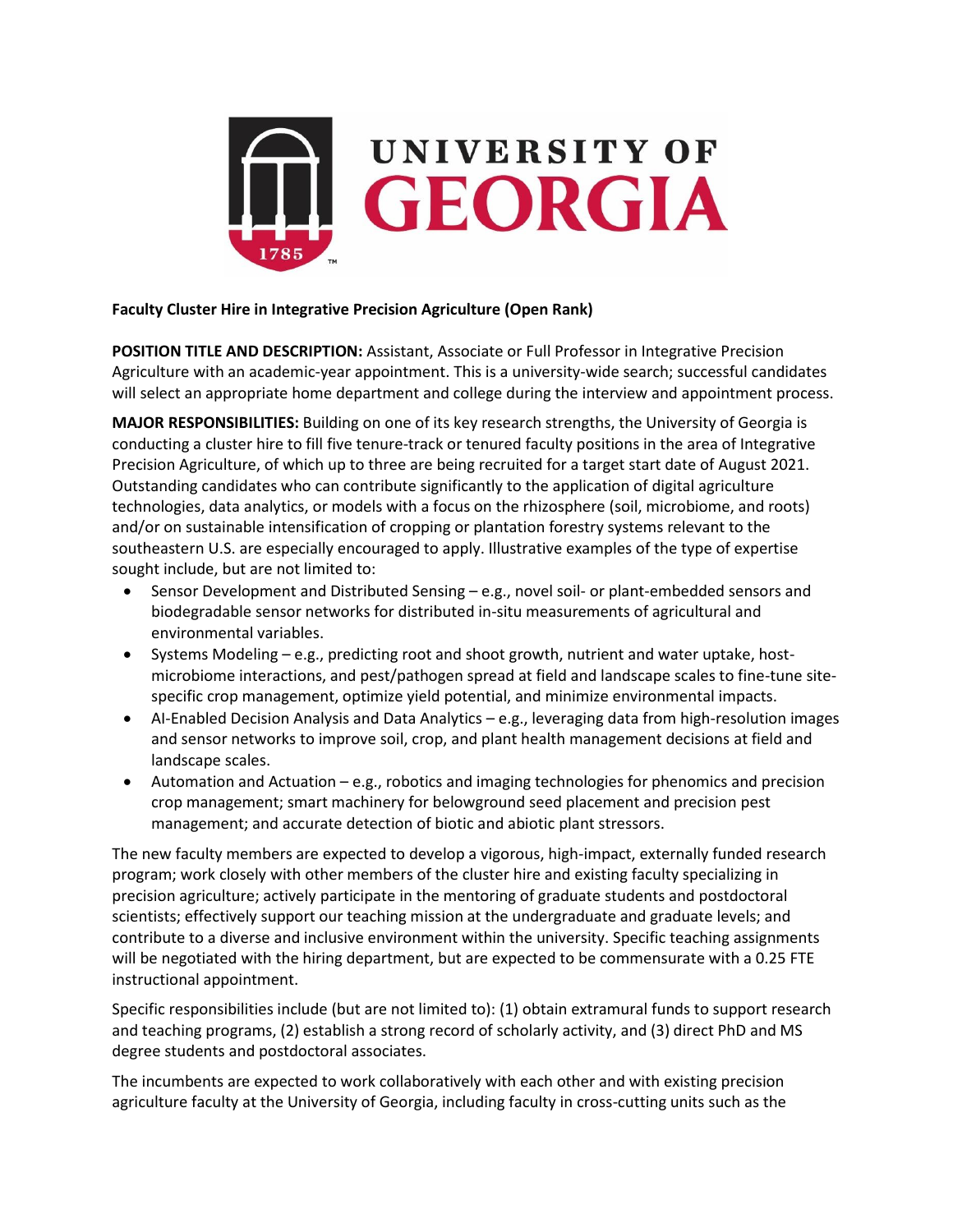**Faculty Cluster Hire in Integrative Precision Agriculture (Open Rank)**

**POSITION TITLE AND DESCRIPTION:** Assistant, Associate or Full Professor in Integrative Precision Agriculture with an academic-year appointment. This is a university-wide search; successful candidates will select an appropriate home department and college during the interview and appointment process.

**MAJOR RESPONSIBILITIES:** Building on one of its key research strengths, the University of Georgia is conducting a cluster hire to fill five tenure-track or tenured faculty positions in the area of Integrative Precision Agriculture, of which up to three are being recruited for a target start date of August 2021. Outstanding candidates who can contribute significantly to the application of digital agriculture technologies, data analytics, or models with a focus on the rhizosphere (soil, microbiome, and roots) and/or on sustainable intensification of cropping or plantation forestry systems relevant to the southeastern U.S. are especially encouraged to apply. Illustrative examples of the type of expertise sought include, but are not limited to:

- Sensor Development and Distributed Sensing – e.g., novel soil- or plant-embedded sensors and biodegradable sensor networks for distributed in-situ measurements of agricultural and environmental variables.
- Systems Modeling – e.g., predicting root and shoot growth, nutrient and water uptake, host-microbiome interactions, and pest/pathogen spread at field and landscape scales to fine-tune site-specific crop management, optimize yield potential, and minimize environmental impacts.
- AI-Enabled Decision Analysis and Data Analytics – e.g., leveraging data from high-resolution images and sensor networks to improve soil, crop, and plant health management decisions at field and landscape scales.
- Automation and Actuation – e.g., robotics and imaging technologies for phenomics and precision crop management; smart machinery for belowground seed placement and precision pest management; and accurate detection of biotic and abiotic plant stressors.

The new faculty members are expected to develop a vigorous, high-impact, externally funded research program; work closely with other members of the cluster hire and existing faculty specializing in precision agriculture; actively participate in the mentoring of graduate students and postdoctoral scientists; effectively support our teaching mission at the undergraduate and graduate levels; and contribute to a diverse and inclusive environment within the university. Specific teaching assignments will be negotiated with the hiring department, but are expected to be commensurate with a 0.25 FTE instructional appointment.

Specific responsibilities include (but are not limited to): (1) obtain extramural funds to support research and teaching programs, (2) establish a strong record of scholarly activity, and (3) direct PhD and MS degree students and postdoctoral associates.

The incumbents are expected to work collaboratively with each other and with existing precision agriculture faculty at the University of Georgia, including faculty in cross-cutting units such as the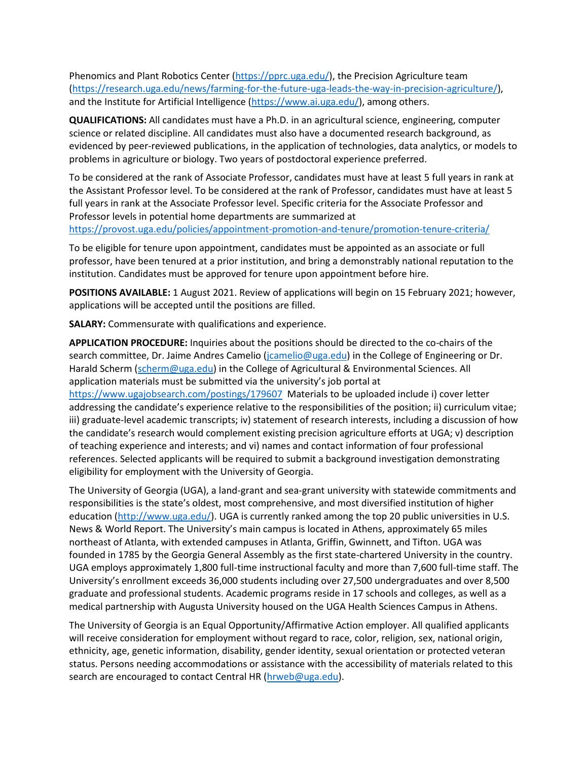Phenomics and Plant Robotics Center (https://pprc.uga.edu/), the Precision Agriculture team (https://research.uga.edu/news/farming-for-the-future-uga-leads-the-way-in-precision-agriculture/), and the Institute for Artificial Intelligence (https://www.ai.uga.edu/), among others.

**QUALIFICATIONS:** All candidates must have a Ph.D. in an agricultural science, engineering, computer science or related discipline. All candidates must also have a documented research background, as evidenced by peer-reviewed publications, in the application of technologies, data analytics, or models to problems in agriculture or biology. Two years of postdoctoral experience preferred.

To be considered at the rank of Associate Professor, candidates must have at least 5 full years in rank at the Assistant Professor level. To be considered at the rank of Professor, candidates must have at least 5 full years in rank at the Associate Professor level. Specific criteria for the Associate Professor and Professor levels in potential home departments are summarized at https://provost.uga.edu/policies/appointment-promotion-and-tenure/promotion-tenure-criteria/

To be eligible for tenure upon appointment, candidates must be appointed as an associate or full professor, have been tenured at a prior institution, and bring a demonstrably national reputation to the institution. Candidates must be approved for tenure upon appointment before hire.

**POSITIONS AVAILABLE:** 1 August 2021. Review of applications will begin on 15 February 2021; however, applications will be accepted until the positions are filled.

**SALARY:** Commensurate with qualifications and experience.

**APPLICATION PROCEDURE:** Inquiries about the positions should be directed to the co-chairs of the search committee, Dr. Jaime Andres Camelio (jcamelio@uga.edu) in the College of Engineering or Dr. Harald Scherm (scherm@uga.edu) in the College of Agricultural & Environmental Sciences. All application materials must be submitted via the university's job portal at https://www.ugajobsearch.com/postings/179607 Materials to be uploaded include i) cover letter addressing the candidate's experience relative to the responsibilities of the position; ii) curriculum vitae; iii) graduate-level academic transcripts; iv) statement of research interests, including a discussion of how the candidate's research would complement existing precision agriculture efforts at UGA; v) description of teaching experience and interests; and vi) names and contact information of four professional references. Selected applicants will be required to submit a background investigation demonstrating eligibility for employment with the University of Georgia.

The University of Georgia (UGA), a land-grant and sea-grant university with statewide commitments and responsibilities is the state's oldest, most comprehensive, and most diversified institution of higher education (http://www.uga.edu/). UGA is currently ranked among the top 20 public universities in U.S. News & World Report. The University's main campus is located in Athens, approximately 65 miles northeast of Atlanta, with extended campuses in Atlanta, Griffin, Gwinnett, and Tifton. UGA was founded in 1785 by the Georgia General Assembly as the first state-chartered University in the country. UGA employs approximately 1,800 full-time instructional faculty and more than 7,600 full-time staff. The University's enrollment exceeds 36,000 students including over 27,500 undergraduates and over 8,500 graduate and professional students. Academic programs reside in 17 schools and colleges, as well as a medical partnership with Augusta University housed on the UGA Health Sciences Campus in Athens.

The University of Georgia is an Equal Opportunity/Affirmative Action employer. All qualified applicants will receive consideration for employment without regard to race, color, religion, sex, national origin, ethnicity, age, genetic information, disability, gender identity, sexual orientation or protected veteran status. Persons needing accommodations or assistance with the accessibility of materials related to this search are encouraged to contact Central HR (hrweb@uga.edu).